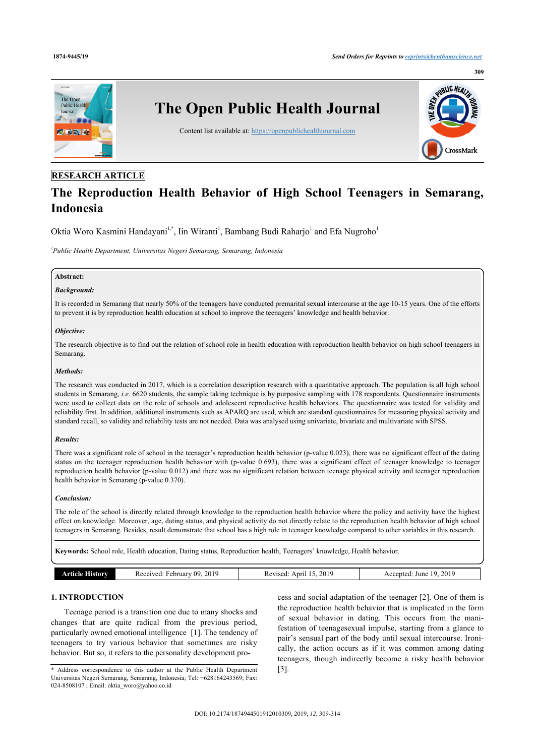RESEARCH ARTICLE

# The Reproduction Health Behavior of High School Teenagers in Semarang, Indonesia

Oktia Woro Kasmini Handayani[1,*], Iin Wiranti[1], Bambang Budi Rahardjo[1] and Efa Nugroho[1]

[1]*Public Health Department, Universitas Negeri Semarang, Semarang, Indonesia*

**Abstract:**

***Background:***

It is recorded in Semarang that nearly 50% of the teenagers have conducted premarital sexual intercourse at the age 10-15 years. One of the efforts to prevent it is by reproduction health education at school to improve the teenagers' knowledge and health behavior.

***Objective:***

The research objective is to find out the relation of school role in health education with reproduction health behavior on high school teenagers in Semarang.

***Methods:***

The research was conducted in 2017, which is a correlation description research with a quantitative approach. The population is all high school students in Semarang, *i.e.* 6620 students, the sample taking technique is by purposive sampling with 178 respondents. Questionnaire instruments were used to collect data on the role of schools and adolescent reproductive health behaviors. The questionnaire was tested for validity and reliability first. In addition, additional instruments such as APARQ are used, which are standard questionnaires for measuring physical activity and standard recall, so validity and reliability tests are not needed. Data was analysed using univariate, bivariate and multivariate with SPSS.

***Results:***

There was a significant role of school in the teenager's reproduction health behavior (p-value 0.023), there was no significant effect of the dating status on the teenager reproduction health behavior with (p-value 0.693), there was a significant effect of teenager knowledge to teenager reproduction health behavior (p-value 0.012) and there was no significant relation between teenage physical activity and teenager reproduction health behavior in Semarang (p-value 0.370).

***Conclusion:***

The role of the school is directly related through knowledge to the reproduction health behavior where the policy and activity have the highest effect on knowledge. Moreover, age, dating status, and physical activity do not directly relate to the reproduction health behavior of high school teenagers in Semarang. Besides, result demonstrate that school has a high role in teenager knowledge compared to other variables in this research.

**Keywords:** School role, Health education, Dating status, Reproduction health, Teenagers' knowledge, Health behavior.

| Article History | Received: February 09, 2019 | Revised: April 15, 2019 | Accepted: June 19, 2019 |
|---|---|---|---|

## 1. INTRODUCTION

Teenage period is a transition one due to many shocks and changes that are quite radical from the previous period, particularly owned emotional intelligence [1]. The tendency of teenagers to try various behavior that sometimes are risky behavior. But so, it refers to the personality development process and social adaptation of the teenager [2]. One of them is the reproduction health behavior that is implicated in the form of sexual behavior in dating. This occurs from the manifestation of teenagesexual impulse, starting from a glance to pair's sensual part of the body until sexual intercourse. Ironically, the action occurs as if it was common among dating teenagers, though indirectly become a risky health behavior [3].

\* Address correspondence to this author at the Public Health Department Universitas Negeri Semarang, Semarang, Indonesia; Tel: +628164243569; Fax: 024-8508107 ; Email: oktia_woro@yahoo.co.id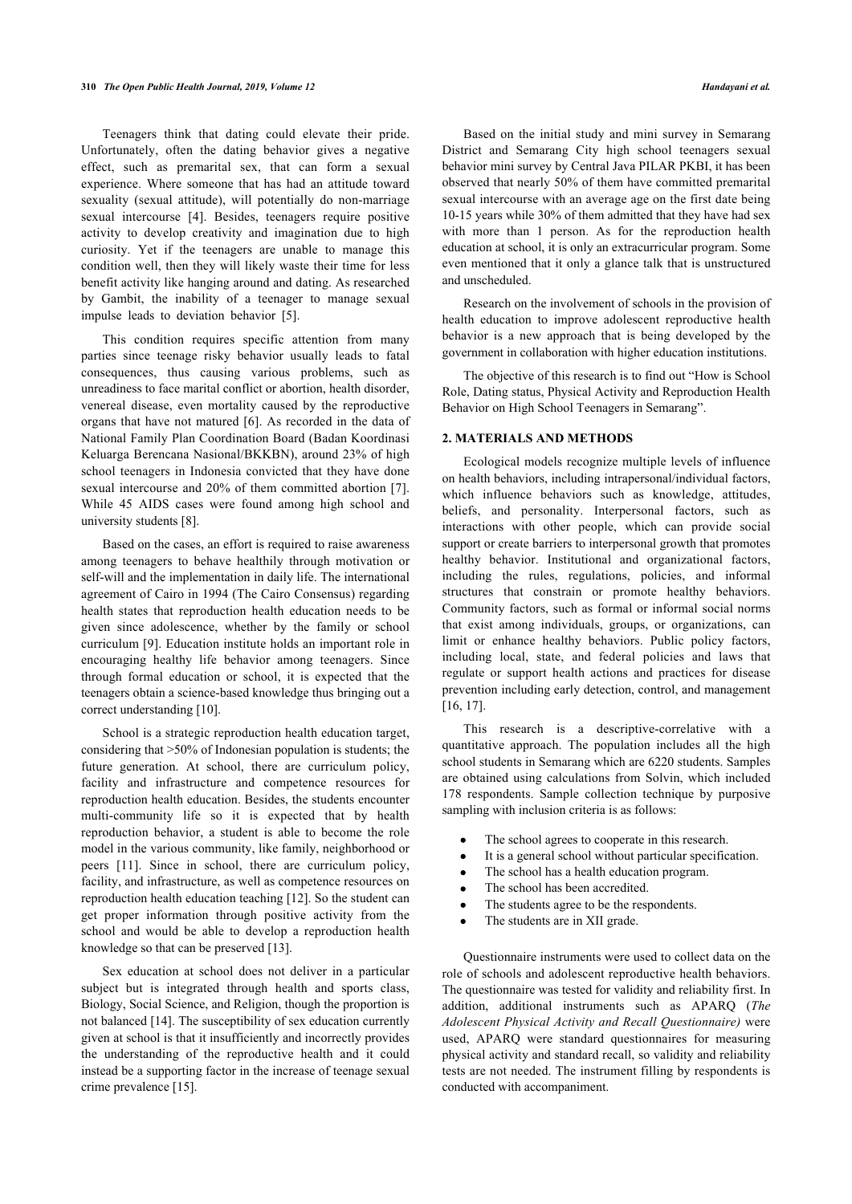Teenagers think that dating could elevate their pride. Unfortunately, often the dating behavior gives a negative effect, such as premarital sex, that can form a sexual experience. Where someone that has had an attitude toward sexuality (sexual attitude), will potentially do non-marriage sexual intercourse [4]. Besides, teenagers require positive activity to develop creativity and imagination due to high curiosity. Yet if the teenagers are unable to manage this condition well, then they will likely waste their time for less benefit activity like hanging around and dating. As researched by Gambit, the inability of a teenager to manage sexual impulse leads to deviation behavior [5].

This condition requires specific attention from many parties since teenage risky behavior usually leads to fatal consequences, thus causing various problems, such as unreadiness to face marital conflict or abortion, health disorder, venereal disease, even mortality caused by the reproductive organs that have not matured [6]. As recorded in the data of National Family Plan Coordination Board (Badan Koordinasi Keluarga Berencana Nasional/BKKBN), around 23% of high school teenagers in Indonesia convicted that they have done sexual intercourse and 20% of them committed abortion [7]. While 45 AIDS cases were found among high school and university students [8].

Based on the cases, an effort is required to raise awareness among teenagers to behave healthily through motivation or self-will and the implementation in daily life. The international agreement of Cairo in 1994 (The Cairo Consensus) regarding health states that reproduction health education needs to be given since adolescence, whether by the family or school curriculum [9]. Education institute holds an important role in encouraging healthy life behavior among teenagers. Since through formal education or school, it is expected that the teenagers obtain a science-based knowledge thus bringing out a correct understanding [10].

School is a strategic reproduction health education target, considering that >50% of Indonesian population is students; the future generation. At school, there are curriculum policy, facility and infrastructure and competence resources for reproduction health education. Besides, the students encounter multi-community life so it is expected that by health reproduction behavior, a student is able to become the role model in the various community, like family, neighborhood or peers [11]. Since in school, there are curriculum policy, facility, and infrastructure, as well as competence resources on reproduction health education teaching [12]. So the student can get proper information through positive activity from the school and would be able to develop a reproduction health knowledge so that can be preserved [13].

Sex education at school does not deliver in a particular subject but is integrated through health and sports class, Biology, Social Science, and Religion, though the proportion is not balanced [14]. The susceptibility of sex education currently given at school is that it insufficiently and incorrectly provides the understanding of the reproductive health and it could instead be a supporting factor in the increase of teenage sexual crime prevalence [15].

Based on the initial study and mini survey in Semarang District and Semarang City high school teenagers sexual behavior mini survey by Central Java PILAR PKBI, it has been observed that nearly 50% of them have committed premarital sexual intercourse with an average age on the first date being 10-15 years while 30% of them admitted that they have had sex with more than 1 person. As for the reproduction health education at school, it is only an extracurricular program. Some even mentioned that it only a glance talk that is unstructured and unscheduled.

Research on the involvement of schools in the provision of health education to improve adolescent reproductive health behavior is a new approach that is being developed by the government in collaboration with higher education institutions.

The objective of this research is to find out "How is School Role, Dating status, Physical Activity and Reproduction Health Behavior on High School Teenagers in Semarang".

## 2. MATERIALS AND METHODS

Ecological models recognize multiple levels of influence on health behaviors, including intrapersonal/individual factors, which influence behaviors such as knowledge, attitudes, beliefs, and personality. Interpersonal factors, such as interactions with other people, which can provide social support or create barriers to interpersonal growth that promotes healthy behavior. Institutional and organizational factors, including the rules, regulations, policies, and informal structures that constrain or promote healthy behaviors. Community factors, such as formal or informal social norms that exist among individuals, groups, or organizations, can limit or enhance healthy behaviors. Public policy factors, including local, state, and federal policies and laws that regulate or support health actions and practices for disease prevention including early detection, control, and management [16, 17].

This research is a descriptive-correlative with a quantitative approach. The population includes all the high school students in Semarang which are 6220 students. Samples are obtained using calculations from Solvin, which included 178 respondents. Sample collection technique by purposive sampling with inclusion criteria is as follows:

- The school agrees to cooperate in this research.
- It is a general school without particular specification.
- The school has a health education program.
- The school has been accredited.
- The students agree to be the respondents.
- The students are in XII grade.

Questionnaire instruments were used to collect data on the role of schools and adolescent reproductive health behaviors. The questionnaire was tested for validity and reliability first. In addition, additional instruments such as APARQ (*The Adolescent Physical Activity and Recall Questionnaire)* were used, APARQ were standard questionnaires for measuring physical activity and standard recall, so validity and reliability tests are not needed. The instrument filling by respondents is conducted with accompaniment.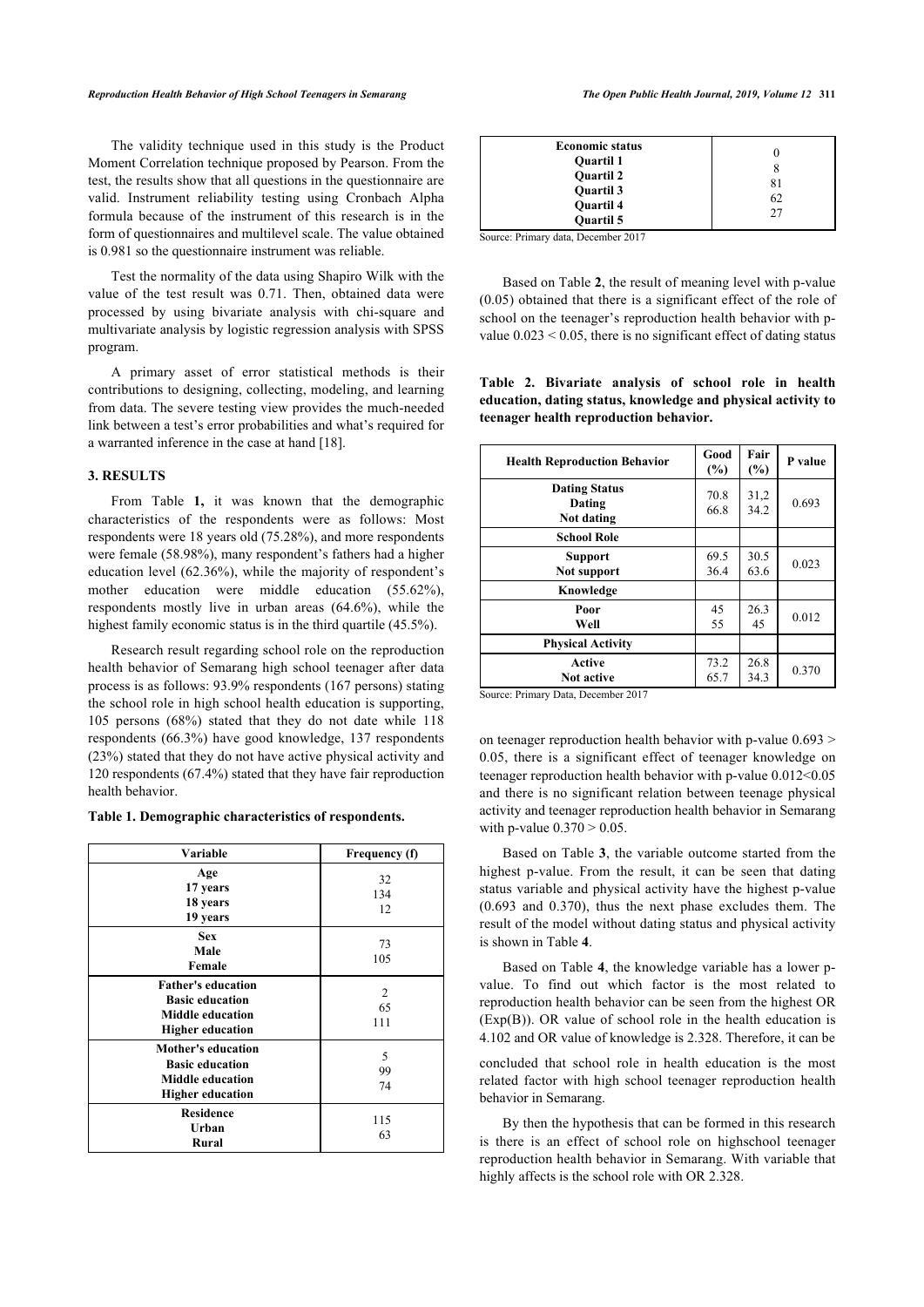The validity technique used in this study is the Product Moment Correlation technique proposed by Pearson. From the test, the results show that all questions in the questionnaire are valid. Instrument reliability testing using Cronbach Alpha formula because of the instrument of this research is in the form of questionnaires and multilevel scale. The value obtained is 0.981 so the questionnaire instrument was reliable.

Test the normality of the data using Shapiro Wilk with the value of the test result was 0.71. Then, obtained data were processed by using bivariate analysis with chi-square and multivariate analysis by logistic regression analysis with SPSS program.

A primary asset of error statistical methods is their contributions to designing, collecting, modeling, and learning from data. The severe testing view provides the much-needed link between a test's error probabilities and what's required for a warranted inference in the case at hand [18].

## 3. RESULTS

From Table **1,** it was known that the demographic characteristics of the respondents were as follows: Most respondents were 18 years old (75.28%), and more respondents were female (58.98%), many respondent's fathers had a higher education level (62.36%), while the majority of respondent's mother education were middle education (55.62%), respondents mostly live in urban areas (64.6%), while the highest family economic status is in the third quartile (45.5%).

Research result regarding school role on the reproduction health behavior of Semarang high school teenager after data process is as follows: 93.9% respondents (167 persons) stating the school role in high school health education is supporting, 105 persons (68%) stated that they do not date while 118 respondents (66.3%) have good knowledge, 137 respondents (23%) stated that they do not have active physical activity and 120 respondents (67.4%) stated that they have fair reproduction health behavior.

**Table 1. Demographic characteristics of respondents.**

| Variable | Frequency (f) |
|---|---|
| **Age** | |
| **17 years** | 32 |
| **18 years** | 134 |
| **19 years** | 12 |
| **Sex** | |
| **Male** | 73 |
| **Female** | 105 |
| **Father's education** | |
| **Basic education** | 2 |
| **Middle education** | 65 |
| **Higher education** | 111 |
| **Mother's education** | |
| **Basic education** | 5 |
| **Middle education** | 99 |
| **Higher education** | 74 |
| **Residence** | |
| **Urban** | 115 |
| **Rural** | 63 |
| **Economic status** | |
| **Quartil 1** | 0 |
| **Quartil 2** | 8 |
| **Quartil 3** | 81 |
| **Quartil 4** | 62 |
| **Quartil 5** | 27 |

Source: Primary data, December 2017

Based on Table **2**, the result of meaning level with p-value (0.05) obtained that there is a significant effect of the role of school on the teenager's reproduction health behavior with p-value $0.023 < 0.05$, there is no significant effect of dating status on teenager reproduction health behavior with p-value $0.693 > 0.05$, there is a significant effect of teenager knowledge on teenager reproduction health behavior with p-value $0.012 < 0.05$ and there is no significant relation between teenage physical activity and teenager reproduction health behavior in Semarang with p-value $0.370 > 0.05$.

**Table 2. Bivariate analysis of school role in health education, dating status, knowledge and physical activity to teenager health reproduction behavior.**

| Health Reproduction Behavior | Good (%) | Fair (%) | P value |
|---|---|---|---|
| **Dating Status** | | | |
| **Dating** | 70.8 | 31,2 | 0.693 |
| **Not dating** | 66.8 | 34.2 | |
| **School Role** | | | |
| **Support** | 69.5 | 30.5 | 0.023 |
| **Not support** | 36.4 | 63.6 | |
| **Knowledge** | | | |
| **Poor** | 45 | 26.3 | 0.012 |
| **Well** | 55 | 45 | |
| **Physical Activity** | | | |
| **Active** | 73.2 | 26.8 | 0.370 |
| **Not active** | 65.7 | 34.3 | |

Source: Primary Data, December 2017

Based on Table **3**, the variable outcome started from the highest p-value. From the result, it can be seen that dating status variable and physical activity have the highest p-value (0.693 and 0.370), thus the next phase excludes them. The result of the model without dating status and physical activity is shown in Table **4**.

Based on Table **4**, the knowledge variable has a lower p-value. To find out which factor is the most related to reproduction health behavior can be seen from the highest OR (Exp(B)). OR value of school role in the health education is 4.102 and OR value of knowledge is 2.328. Therefore, it can be concluded that school role in health education is the most related factor with high school teenager reproduction health behavior in Semarang.

By then the hypothesis that can be formed in this research is there is an effect of school role on highschool teenager reproduction health behavior in Semarang. With variable that highly affects is the school role with OR 2.328.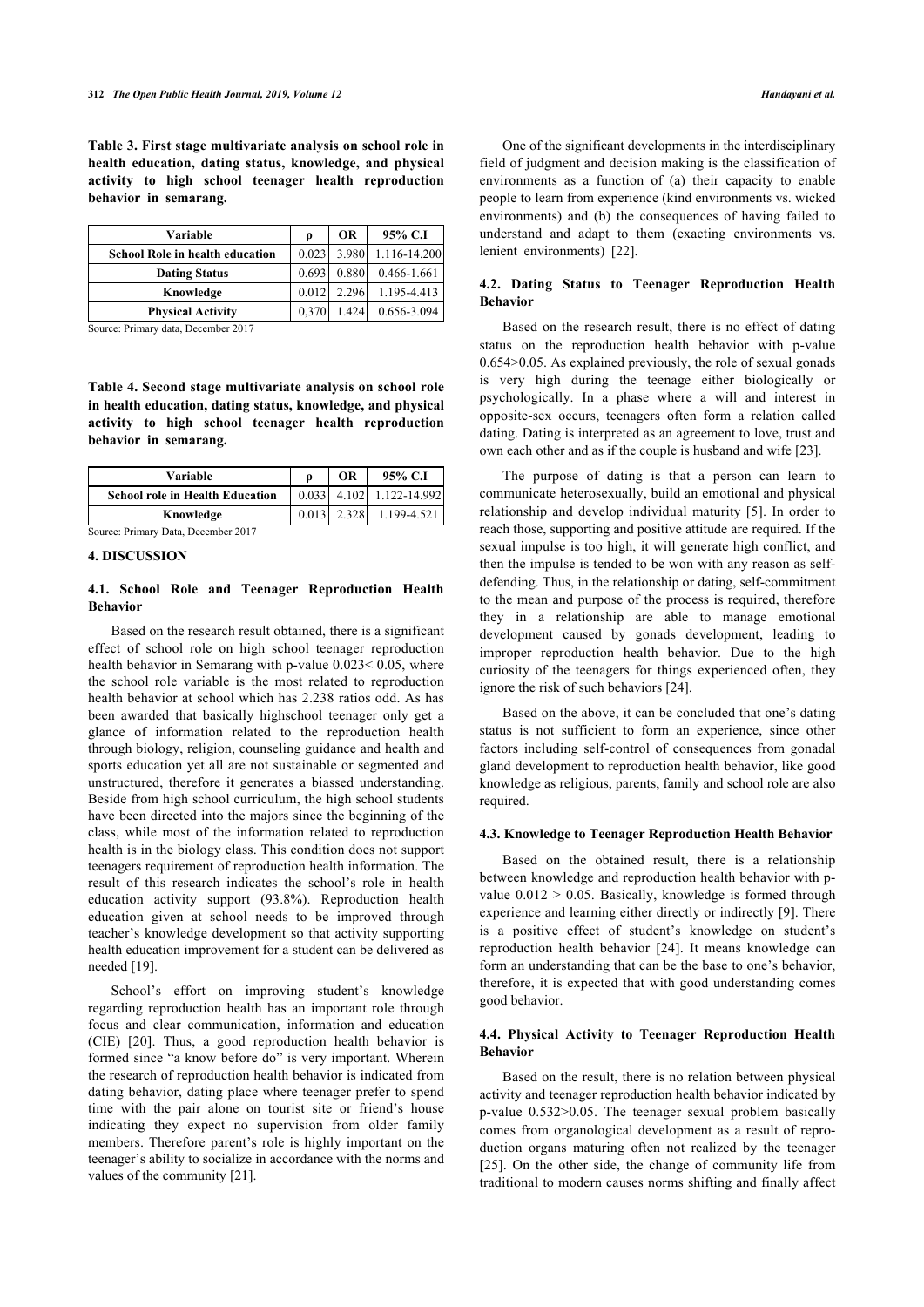**Table 3. First stage multivariate analysis on school role in health education, dating status, knowledge, and physical activity to high school teenager health reproduction behavior in semarang.**

| Variable | ρ | OR | 95% C.I |
|---|---|---|---|
| School Role in health education | 0.023 | 3.980 | 1.116-14.200 |
| Dating Status | 0.693 | 0.880 | 0.466-1.661 |
| Knowledge | 0.012 | 2.296 | 1.195-4.413 |
| Physical Activity | 0,370 | 1.424 | 0.656-3.094 |

Source: Primary data, December 2017

**Table 4. Second stage multivariate analysis on school role in health education, dating status, knowledge, and physical activity to high school teenager health reproduction behavior in semarang.**

| Variable | ρ | OR | 95% C.I |
|---|---|---|---|
| School role in Health Education | 0.033 | 4.102 | 1.122-14.992 |
| Knowledge | 0.013 | 2.328 | 1.199-4.521 |

Source: Primary Data, December 2017

## 4. DISCUSSION

### 4.1. School Role and Teenager Reproduction Health Behavior

Based on the research result obtained, there is a significant effect of school role on high school teenager reproduction health behavior in Semarang with p-value 0.023< 0.05, where the school role variable is the most related to reproduction health behavior at school which has 2.238 ratios odd. As has been awarded that basically highschool teenager only get a glance of information related to the reproduction health through biology, religion, counseling guidance and health and sports education yet all are not sustainable or segmented and unstructured, therefore it generates a biassed understanding. Beside from high school curriculum, the high school students have been directed into the majors since the beginning of the class, while most of the information related to reproduction health is in the biology class. This condition does not support teenagers requirement of reproduction health information. The result of this research indicates the school's role in health education activity support (93.8%). Reproduction health education given at school needs to be improved through teacher's knowledge development so that activity supporting health education improvement for a student can be delivered as needed [19].

School's effort on improving student's knowledge regarding reproduction health has an important role through focus and clear communication, information and education (CIE) [20]. Thus, a good reproduction health behavior is formed since "a know before do" is very important. Wherein the research of reproduction health behavior is indicated from dating behavior, dating place where teenager prefer to spend time with the pair alone on tourist site or friend's house indicating they expect no supervision from older family members. Therefore parent's role is highly important on the teenager's ability to socialize in accordance with the norms and values of the community [21].

One of the significant developments in the interdisciplinary field of judgment and decision making is the classification of environments as a function of (a) their capacity to enable people to learn from experience (kind environments vs. wicked environments) and (b) the consequences of having failed to understand and adapt to them (exacting environments vs. lenient environments) [22].

### 4.2. Dating Status to Teenager Reproduction Health Behavior

Based on the research result, there is no effect of dating status on the reproduction health behavior with p-value 0.654>0.05. As explained previously, the role of sexual gonads is very high during the teenage either biologically or psychologically. In a phase where a will and interest in opposite-sex occurs, teenagers often form a relation called dating. Dating is interpreted as an agreement to love, trust and own each other and as if the couple is husband and wife [23].

The purpose of dating is that a person can learn to communicate heterosexually, build an emotional and physical relationship and develop individual maturity [5]. In order to reach those, supporting and positive attitude are required. If the sexual impulse is too high, it will generate high conflict, and then the impulse is tended to be won with any reason as self-defending. Thus, in the relationship or dating, self-commitment to the mean and purpose of the process is required, therefore they in a relationship are able to manage emotional development caused by gonads development, leading to improper reproduction health behavior. Due to the high curiosity of the teenagers for things experienced often, they ignore the risk of such behaviors [24].

Based on the above, it can be concluded that one's dating status is not sufficient to form an experience, since other factors including self-control of consequences from gonadal gland development to reproduction health behavior, like good knowledge as religious, parents, family and school role are also required.

### 4.3. Knowledge to Teenager Reproduction Health Behavior

Based on the obtained result, there is a relationship between knowledge and reproduction health behavior with p-value 0.012 > 0.05. Basically, knowledge is formed through experience and learning either directly or indirectly [9]. There is a positive effect of student's knowledge on student's reproduction health behavior [24]. It means knowledge can form an understanding that can be the base to one's behavior, therefore, it is expected that with good understanding comes good behavior.

### 4.4. Physical Activity to Teenager Reproduction Health Behavior

Based on the result, there is no relation between physical activity and teenager reproduction health behavior indicated by p-value 0.532>0.05. The teenager sexual problem basically comes from organological development as a result of reproduction organs maturing often not realized by the teenager [25]. On the other side, the change of community life from traditional to modern causes norms shifting and finally affect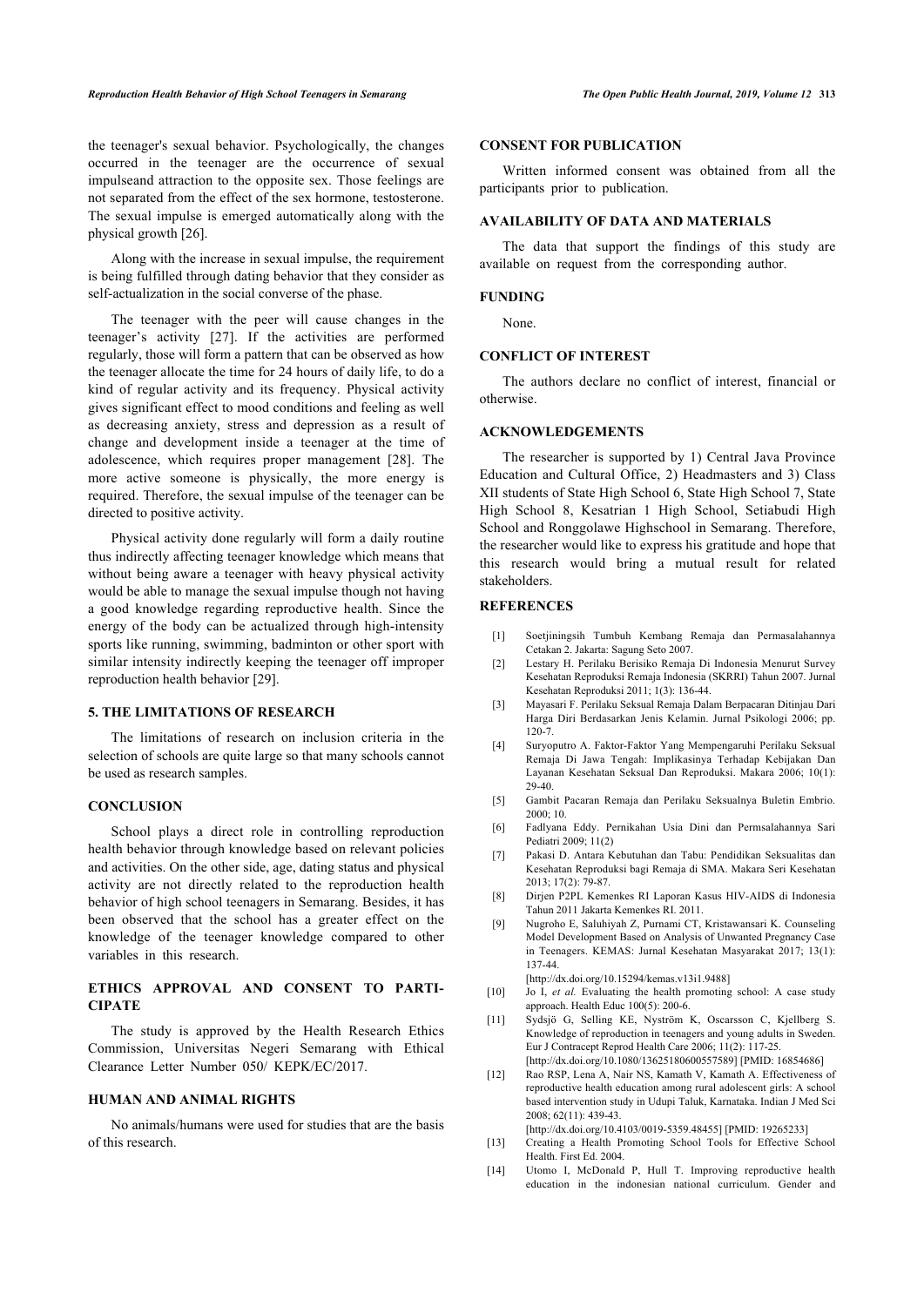the teenager's sexual behavior. Psychologically, the changes occurred in the teenager are the occurrence of sexual impulseand attraction to the opposite sex. Those feelings are not separated from the effect of the sex hormone, testosterone. The sexual impulse is emerged automatically along with the physical growth [26].

Along with the increase in sexual impulse, the requirement is being fulfilled through dating behavior that they consider as self-actualization in the social converse of the phase.

The teenager with the peer will cause changes in the teenager's activity [27]. If the activities are performed regularly, those will form a pattern that can be observed as how the teenager allocate the time for 24 hours of daily life, to do a kind of regular activity and its frequency. Physical activity gives significant effect to mood conditions and feeling as well as decreasing anxiety, stress and depression as a result of change and development inside a teenager at the time of adolescence, which requires proper management [28]. The more active someone is physically, the more energy is required. Therefore, the sexual impulse of the teenager can be directed to positive activity.

Physical activity done regularly will form a daily routine thus indirectly affecting teenager knowledge which means that without being aware a teenager with heavy physical activity would be able to manage the sexual impulse though not having a good knowledge regarding reproductive health. Since the energy of the body can be actualized through high-intensity sports like running, swimming, badminton or other sport with similar intensity indirectly keeping the teenager off improper reproduction health behavior [29].

## 5. THE LIMITATIONS OF RESEARCH

The limitations of research on inclusion criteria in the selection of schools are quite large so that many schools cannot be used as research samples.

## CONCLUSION

School plays a direct role in controlling reproduction health behavior through knowledge based on relevant policies and activities. On the other side, age, dating status and physical activity are not directly related to the reproduction health behavior of high school teenagers in Semarang. Besides, it has been observed that the school has a greater effect on the knowledge of the teenager knowledge compared to other variables in this research.

## ETHICS APPROVAL AND CONSENT TO PARTICIPATE

The study is approved by the Health Research Ethics Commission, Universitas Negeri Semarang with Ethical Clearance Letter Number 050/ KEPK/EC/2017.

## HUMAN AND ANIMAL RIGHTS

No animals/humans were used for studies that are the basis of this research.

## CONSENT FOR PUBLICATION

Written informed consent was obtained from all the participants prior to publication.

## AVAILABILITY OF DATA AND MATERIALS

The data that support the findings of this study are available on request from the corresponding author.

## FUNDING

None.

## CONFLICT OF INTEREST

The authors declare no conflict of interest, financial or otherwise.

## ACKNOWLEDGEMENTS

The researcher is supported by 1) Central Java Province Education and Cultural Office, 2) Headmasters and 3) Class XII students of State High School 6, State High School 7, State High School 8, Kesatrian 1 High School, Setiabudi High School and Ronggolawe Highschool in Semarang. Therefore, the researcher would like to express his gratitude and hope that this research would bring a mutual result for related stakeholders.

## REFERENCES

[1] Soetjiningsih Tumbuh Kembang Remaja dan Permasalahannya Cetakan 2. Jakarta: Sagung Seto 2007.

[2] Lestary H. Perilaku Berisiko Remaja Di Indonesia Menurut Survey Kesehatan Reproduksi Remaja Indonesia (SKRRI) Tahun 2007. Jurnal Kesehatan Reproduksi 2011; 1(3): 136-44.

[3] Mayasari F. Perilaku Seksual Remaja Dalam Berpacaran Ditinjau Dari Harga Diri Berdasarkan Jenis Kelamin. Jurnal Psikologi 2006; pp. 120-7.

[4] Suryoputro A. Faktor-Faktor Yang Mempengaruhi Perilaku Seksual Remaja Di Jawa Tengah: Implikasinya Terhadap Kebijakan Dan Layanan Kesehatan Seksual Dan Reproduksi. Makara 2006; 10(1): 29-40.

[5] Gambit Pacaran Remaja dan Perilaku Seksualnya Buletin Embrio. 2000; 10.

[6] Fadlyana Eddy. Pernikahan Usia Dini dan Permsalahannya Sari Pediatri 2009; 11(2)

[7] Pakasi D. Antara Kebutuhan dan Tabu: Pendidikan Seksualitas dan Kesehatan Reproduksi bagi Remaja di SMA. Makara Seri Kesehatan 2013; 17(2): 79-87.

[8] Dirjen P2PL Kemenkes RI Laporan Kasus HIV-AIDS di Indonesia Tahun 2011 Jakarta Kemenkes RI. 2011.

[9] Nugroho E, Saluhiyah Z, Purnami CT, Kristawansari K. Counseling Model Development Based on Analysis of Unwanted Pregnancy Case in Teenagers. KEMAS: Jurnal Kesehatan Masyarakat 2017; 13(1): 137-44. [http://dx.doi.org/10.15294/kemas.v13i1.9488]

[10] Jo I, *et al.* Evaluating the health promoting school: A case study approach. Health Educ 100(5): 200-6.

[11] Sydsjö G, Selling KE, Nyström K, Oscarsson C, Kjellberg S. Knowledge of reproduction in teenagers and young adults in Sweden. Eur J Contracept Reprod Health Care 2006; 11(2): 117-25. [http://dx.doi.org/10.1080/13625180600557589] [PMID: 16854686]

[12] Rao RSP, Lena A, Nair NS, Kamath V, Kamath A. Effectiveness of reproductive health education among rural adolescent girls: A school based intervention study in Udupi Taluk, Karnataka. Indian J Med Sci 2008; 62(11): 439-43. [http://dx.doi.org/10.4103/0019-5359.48455] [PMID: 19265233]

[13] Creating a Health Promoting School Tools for Effective School Health. First Ed. 2004.

[14] Utomo I, McDonald P, Hull T. Improving reproductive health education in the indonesian national curriculum. Gender and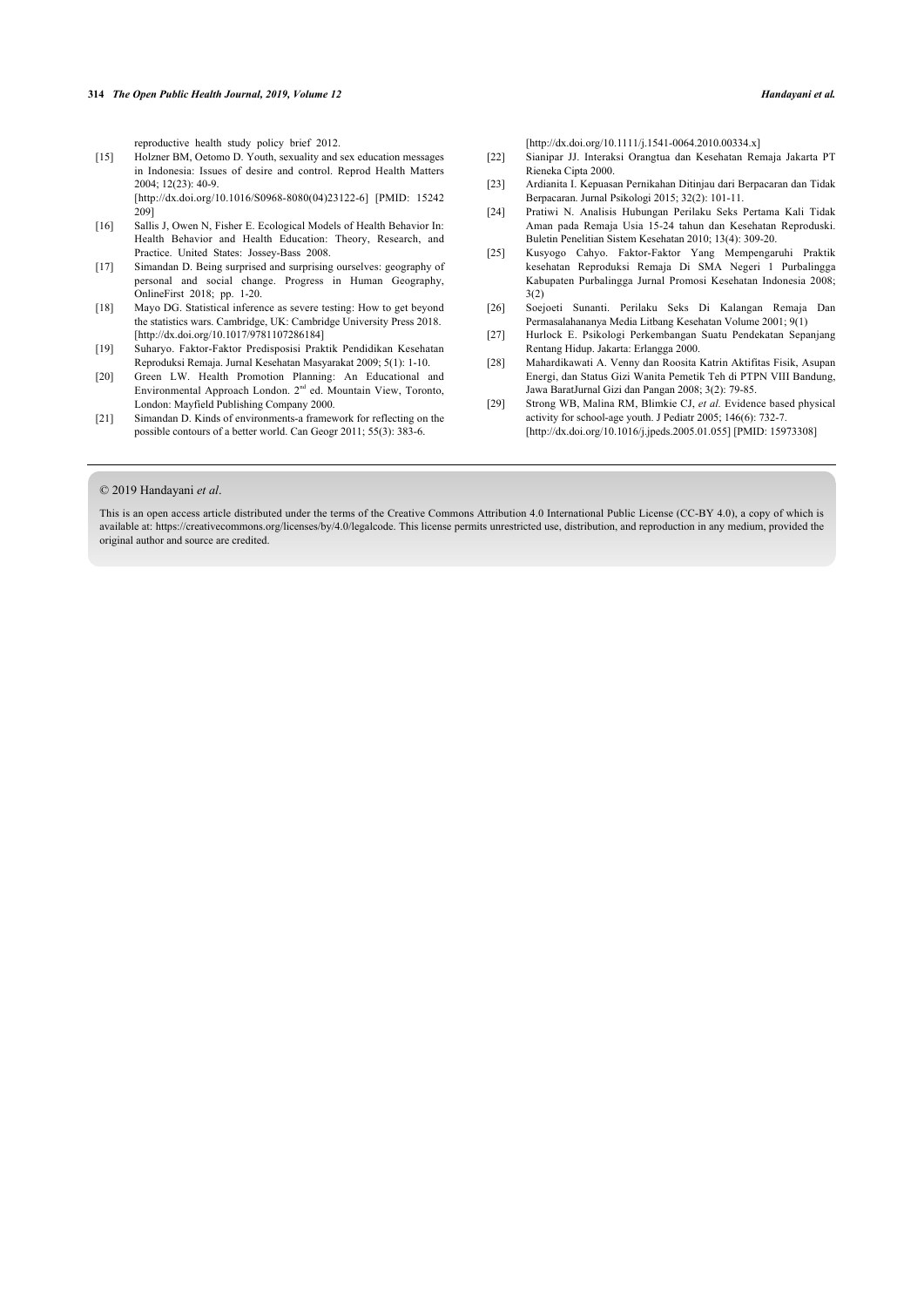reproductive health study policy brief 2012.

[15] Holzner BM, Oetomo D. Youth, sexuality and sex education messages in Indonesia: Issues of desire and control. Reprod Health Matters 2004; 12(23): 40-9. [http://dx.doi.org/10.1016/S0968-8080(04)23122-6] [PMID: 15242209]

[16] Sallis J, Owen N, Fisher E. Ecological Models of Health Behavior In: Health Behavior and Health Education: Theory, Research, and Practice. United States: Jossey-Bass 2008.

[17] Simandan D. Being surprised and surprising ourselves: geography of personal and social change. Progress in Human Geography, OnlineFirst 2018; pp. 1-20.

[18] Mayo DG. Statistical inference as severe testing: How to get beyond the statistics wars. Cambridge, UK: Cambridge University Press 2018. [http://dx.doi.org/10.1017/9781107286184]

[19] Suharyo. Faktor-Faktor Predisposisi Praktik Pendidikan Kesehatan Reproduksi Remaja. Jurnal Kesehatan Masyarakat 2009; 5(1): 1-10.

[20] Green LW. Health Promotion Planning: An Educational and Environmental Approach London. 2nd ed. Mountain View, Toronto, London: Mayfield Publishing Company 2000.

[21] Simandan D. Kinds of environments-a framework for reflecting on the possible contours of a better world. Can Geogr 2011; 55(3): 383-6. [http://dx.doi.org/10.1111/j.1541-0064.2010.00334.x]

[22] Sianipar JJ. Interaksi Orangtua dan Kesehatan Remaja Jakarta PT Rieneka Cipta 2000.

[23] Ardianita I. Kepuasan Pernikahan Ditinjau dari Berpacaran dan Tidak Berpacaran. Jurnal Psikologi 2015; 32(2): 101-11.

[24] Pratiwi N. Analisis Hubungan Perilaku Seks Pertama Kali Tidak Aman pada Remaja Usia 15-24 tahun dan Kesehatan Reproduski. Buletin Penelitian Sistem Kesehatan 2010; 13(4): 309-20.

[25] Kusyogo Cahyo. Faktor-Faktor Yang Mempengaruhi Praktik kesehatan Reproduksi Remaja Di SMA Negeri 1 Purbalingga Kabupaten Purbalingga Jurnal Promosi Kesehatan Indonesia 2008; 3(2)

[26] Soejoeti Sunanti. Perilaku Seks Di Kalangan Remaja Dan Permasalahananya Media Litbang Kesehatan Volume 2001; 9(1)

[27] Hurlock E. Psikologi Perkembangan Suatu Pendekatan Sepanjang Rentang Hidup. Jakarta: Erlangga 2000.

[28] Mahardikawati A. Venny dan Roosita Katrin Aktifitas Fisik, Asupan Energi, dan Status Gizi Wanita Pemetik Teh di PTPN VIII Bandung, Jawa BaratJurnal Gizi dan Pangan 2008; 3(2): 79-85.

[29] Strong WB, Malina RM, Blimkie CJ, *et al.* Evidence based physical activity for school-age youth. J Pediatr 2005; 146(6): 732-7. [http://dx.doi.org/10.1016/j.jpeds.2005.01.055] [PMID: 15973308]

© 2019 Handayani *et al*.

This is an open access article distributed under the terms of the Creative Commons Attribution 4.0 International Public License (CC-BY 4.0), a copy of which is available at: https://creativecommons.org/licenses/by/4.0/legalcode. This license permits unrestricted use, distribution, and reproduction in any medium, provided the original author and source are credited.